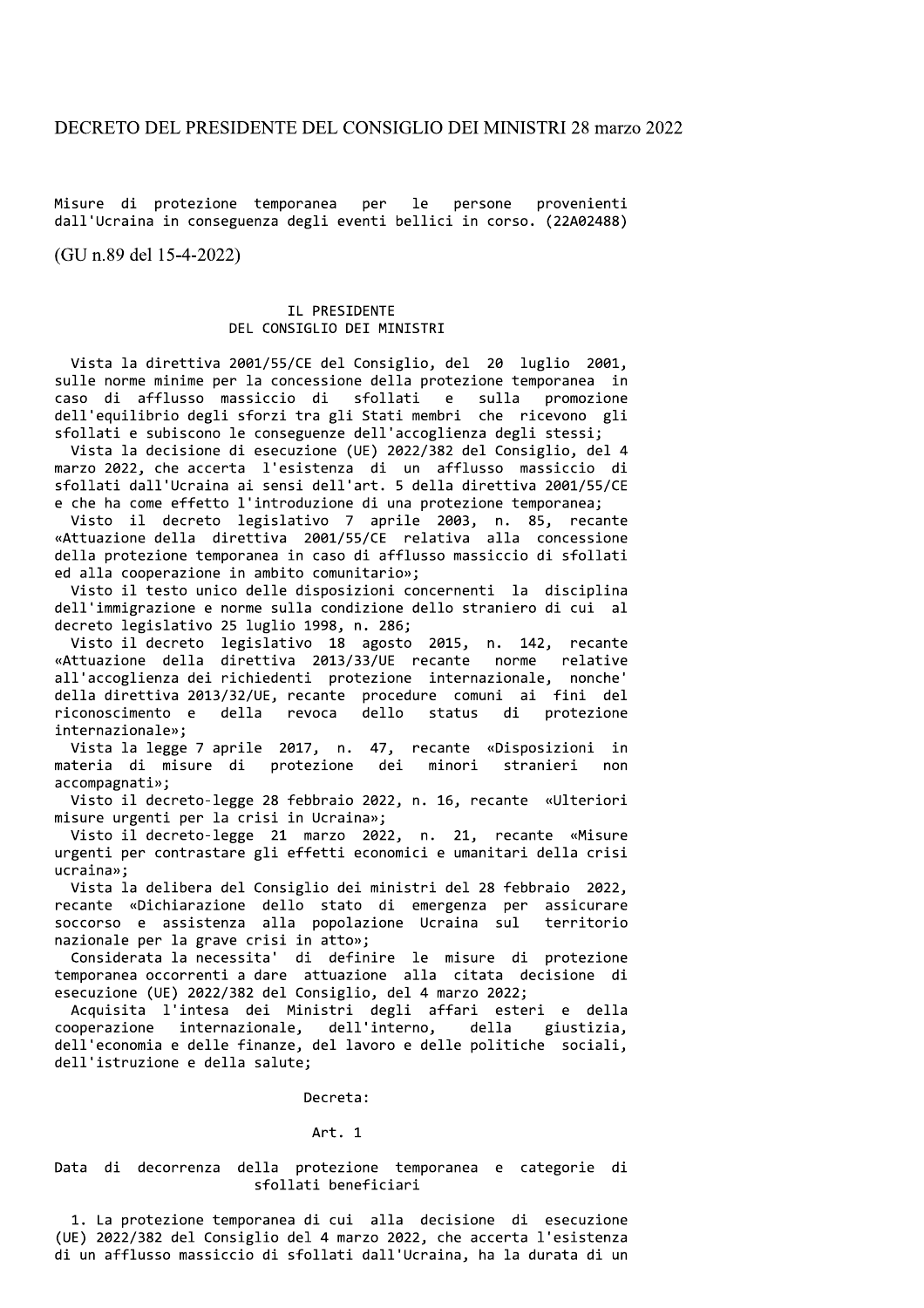# DECRETO DEL PRESIDENTE DEL CONSIGLIO DEI MINISTRI 28 marzo 2022

Misure di protezione temporanea per le persone provenienti dall'Ucraina in conseguenza degli eventi bellici in corso. (22A02488)

(GU n.89 del 15-4-2022)

## IL PRESIDENTE DEL CONSIGLIO DEI MINISTRI

Vista la direttiva 2001/55/CE del Consiglio, del 20 luglio 2001, sulle norme minime per la concessione della protezione temporanea in caso di afflusso massiccio di sfollati e sulla promozione dell'equilibrio degli sforzi tra gli Stati membri che ricevono gli sfollati e subiscono le conseguenze dell'accoglienza degli stessi;

Vista la decisione di esecuzione (UE) 2022/382 del Consiglio, del 4 marzo 2022, che accerta l'esistenza di un afflusso massiccio di sfollati dall'Ucraina ai sensi dell'art. 5 della direttiva 2001/55/CE e che ha come effetto l'introduzione di una protezione temporanea;

Visto il decreto legislativo 7 aprile 2003, n. 85, recante «Attuazione della direttiva 2001/55/CE relativa alla concessione della protezione temporanea in caso di afflusso massiccio di sfollati ed alla cooperazione in ambito comunitario»;

Visto il testo unico delle disposizioni concernenti la disciplina dell'immigrazione e norme sulla condizione dello straniero di cui al decreto legislativo 25 luglio 1998, n. 286;

Visto il decreto legislativo 18 agosto 2015, n. 142, recante «Attuazione della direttiva 2013/33/UE recante norme relative all'accoglienza dei richiedenti protezione internazionale, nonche' della direttiva 2013/32/UE, recante procedure comuni ai fini del riconoscimento e della revoca dello status di protezione internazionale»;

Vista la legge 7 aprile 2017, n. 47, recante «Disposizioni in materia di misure di protezione dei minori stranieri non accompagnati»;

Visto il decreto-legge 28 febbraio 2022, n. 16, recante «Ulteriori misure urgenti per la crisi in Ucraina»;

Visto il decreto-legge 21 marzo 2022, n. 21, recante «Misure urgenti per contrastare gli effetti economici e umanitari della crisi ucraina»;

Vista la delibera del Consiglio dei ministri del 28 febbraio 2022, recante «Dichiarazione dello stato di emergenza per assicurare soccorso e assistenza alla popolazione Ucraina sul territorio nazionale per la grave crisi in atto»;

Considerata la necessita' di definire le misure di protezione temporanea occorrenti a dare attuazione alla citata decisione di esecuzione (UE) 2022/382 del Consiglio, del 4 marzo 2022;

Acquisita l'intesa dei Ministri degli affari esteri e della cooperazione internazionale, dell'interno, della giustizia, dell'economia e delle finanze, del lavoro e delle politiche sociali, dell'istruzione e della salute;

Decreta:

### Art. 1

**Data di decorrenza della protezione temporanea e categorie di sfollati beneficiari**

1. La protezione temporanea di cui alla decisione di esecuzione (UE) 2022/382 del Consiglio del 4 marzo 2022, che accerta l'esistenza di un afflusso massiccio di sfollati dall'Ucraina, ha la durata di un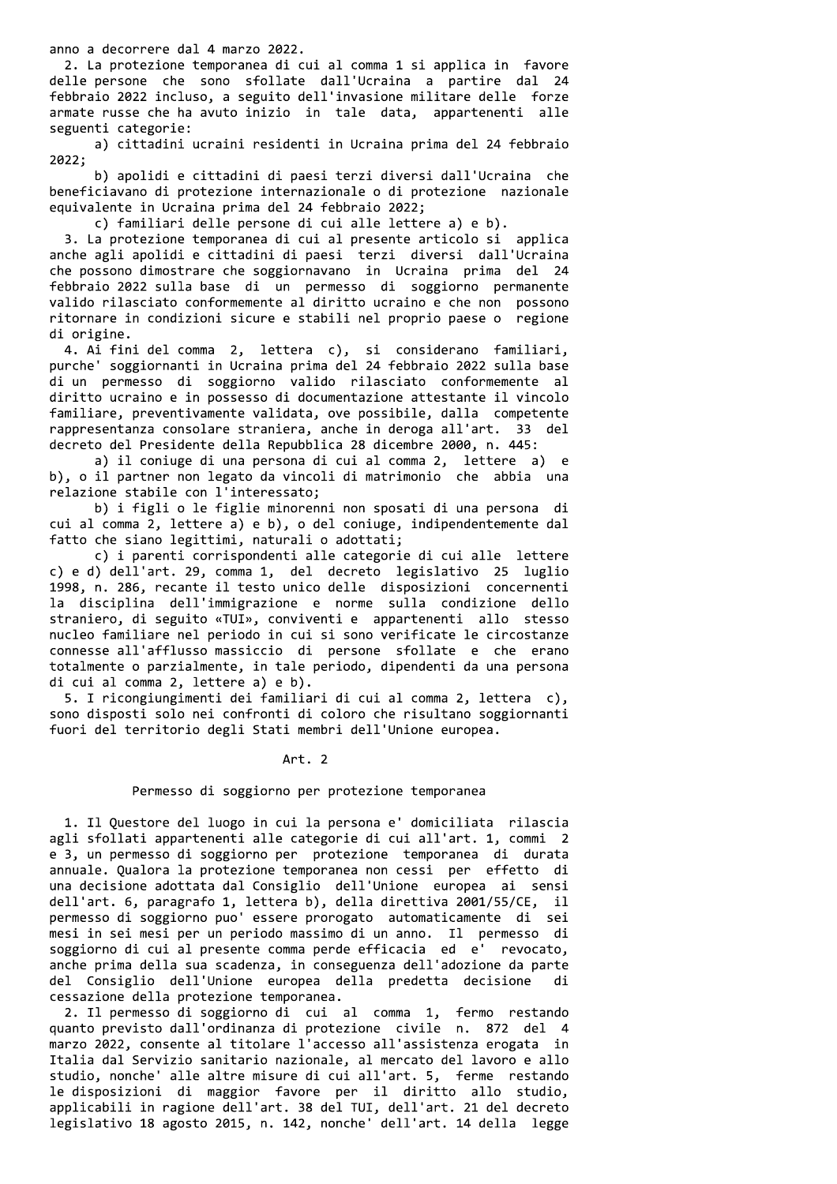anno a decorrere dal 4 marzo 2022.

2. La protezione temporanea di cui al comma 1 si applica in favore delle persone che sono sfollate dall'Ucraina a partire dal 24 febbraio 2022 incluso, a seguito dell'invasione militare delle forze armate russe che ha avuto inizio in tale data, appartenenti alle seguenti categorie:

a) cittadini ucraini residenti in Ucraina prima del 24 febbraio 2022;

b) apolidi e cittadini di paesi terzi diversi dall'Ucraina che beneficiavano di protezione internazionale o di protezione nazionale equivalente in Ucraina prima del 24 febbraio 2022;

c) familiari delle persone di cui alle lettere a) e b).

3. La protezione temporanea di cui al presente articolo si applica anche agli apolidi e cittadini di paesi terzi diversi dall'Ucraina che possono dimostrare che soggiornavano in Ucraina prima del 24 febbraio 2022 sulla base di un permesso di soggiorno permanente valido rilasciato conformemente al diritto ucraino e che non possono ritornare in condizioni sicure e stabili nel proprio paese o regione di origine.

4. Ai fini del comma 2, lettera c), si considerano familiari, purche' soggiornanti in Ucraina prima del 24 febbraio 2022 sulla base di un permesso di soggiorno valido rilasciato conformemente al diritto ucraino e in possesso di documentazione attestante il vincolo familiare, preventivamente validata, ove possibile, dalla competente rappresentanza consolare straniera, anche in deroga all'art. 33 del decreto del Presidente della Repubblica 28 dicembre 2000, n. 445:

a) il coniuge di una persona di cui al comma 2, lettere a) e b), o il partner non legato da vincoli di matrimonio che abbia una relazione stabile con l'interessato;

b) i figli o le figlie minorenni non sposati di una persona di cui al comma 2, lettere a) e b), o del coniuge, indipendentemente dal fatto che siano legittimi, naturali o adottati;

c) i parenti corrispondenti alle categorie di cui alle lettere c) e d) dell'art. 29, comma 1, del decreto legislativo 25 luglio 1998, n. 286, recante il testo unico delle disposizioni concernenti la disciplina dell'immigrazione e norme sulla condizione dello straniero, di seguito «TUI», conviventi e appartenenti allo stesso nucleo familiare nel periodo in cui si sono verificate le circostanze connesse all'afflusso massiccio di persone sfollate e che erano totalmente o parzialmente, in tale periodo, dipendenti da una persona di cui al comma 2, lettere a) e b).

5. I ricongiungimenti dei familiari di cui al comma 2, lettera c), sono disposti solo nei confronti di coloro che risultano soggiornanti fuori del territorio degli Stati membri dell'Unione europea.

## Art. 2

### Permesso di soggiorno per protezione temporanea

1. Il Questore del luogo in cui la persona e' domiciliata rilascia agli sfollati appartenenti alle categorie di cui all'art. 1, commi 2 e 3, un permesso di soggiorno per protezione temporanea di durata annuale. Qualora la protezione temporanea non cessi per effetto di una decisione adottata dal Consiglio dell'Unione europea ai sensi dell'art. 6, paragrafo 1, lettera b), della direttiva 2001/55/CE, il permesso di soggiorno puo' essere prorogato automaticamente di sei mesi in sei mesi per un periodo massimo di un anno. Il permesso di soggiorno di cui al presente comma perde efficacia ed e' revocato, anche prima della sua scadenza, in conseguenza dell'adozione da parte del Consiglio dell'Unione europea della predetta decisione di cessazione della protezione temporanea.

2. Il permesso di soggiorno di cui al comma 1, fermo restando quanto previsto dall'ordinanza di protezione civile n. 872 del 4 marzo 2022, consente al titolare l'accesso all'assistenza erogata in Italia dal Servizio sanitario nazionale, al mercato del lavoro e allo studio, nonche' alle altre misure di cui all'art. 5, ferme restando le disposizioni di maggior favore per il diritto allo studio, applicabili in ragione dell'art. 38 del TUI, dell'art. 21 del decreto legislativo 18 agosto 2015, n. 142, nonche' dell'art. 14 della legge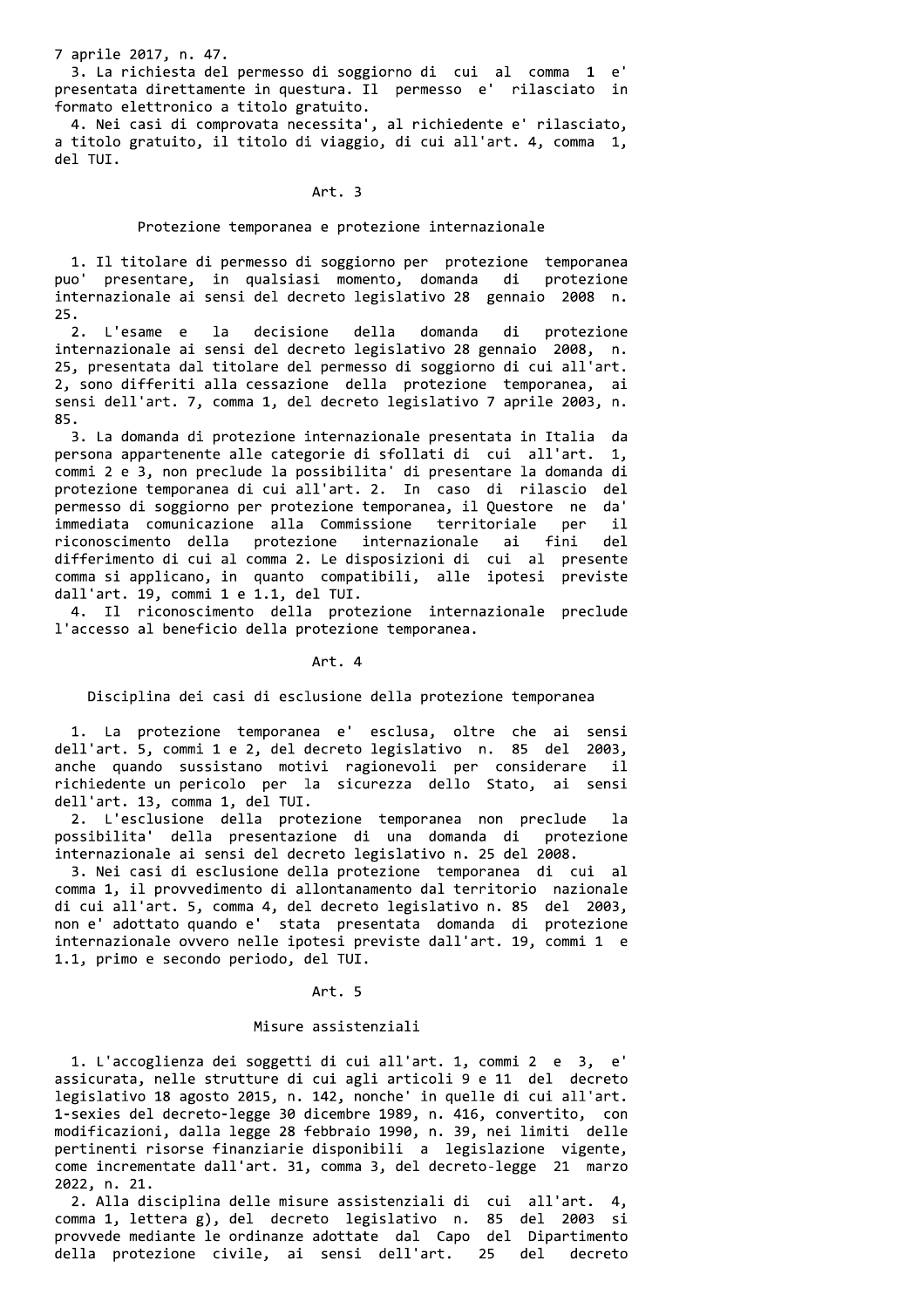7 aprile 2017, n. 47.

3. La richiesta del permesso di soggiorno di cui al comma 1 e' presentata direttamente in questura. Il permesso e' rilasciato in formato elettronico a titolo gratuito.

4. Nei casi di comprovata necessita', al richiedente e' rilasciato, a titolo gratuito, il titolo di viaggio, di cui all'art. 4, comma 1, del TUI.

## Art. 3

### Protezione temporanea e protezione internazionale

1. Il titolare di permesso di soggiorno per protezione temporanea puo' presentare, in qualsiasi momento, domanda di protezione internazionale ai sensi del decreto legislativo 28 gennaio 2008 n. 25.

2. L'esame e la decisione della domanda di protezione internazionale ai sensi del decreto legislativo 28 gennaio 2008, n. 25, presentata dal titolare del permesso di soggiorno di cui all'art. 2, sono differiti alla cessazione della protezione temporanea, ai sensi dell'art. 7, comma 1, del decreto legislativo 7 aprile 2003, n. 85.

3. La domanda di protezione internazionale presentata in Italia da persona appartenente alle categorie di sfollati di cui all'art. 1, commi 2 e 3, non preclude la possibilita' di presentare la domanda di protezione temporanea di cui all'art. 2. In caso di rilascio del permesso di soggiorno per protezione temporanea, il Questore ne da' immediata comunicazione alla Commissione territoriale per il riconoscimento della protezione internazionale ai fini del differimento di cui al comma 2. Le disposizioni di cui al presente comma si applicano, in quanto compatibili, alle ipotesi previste dall'art. 19, commi 1 e 1.1, del TUI.

4. Il riconoscimento della protezione internazionale preclude l'accesso al beneficio della protezione temporanea.

## Art. 4

### Disciplina dei casi di esclusione della protezione temporanea

1. La protezione temporanea e' esclusa, oltre che ai sensi dell'art. 5, commi 1 e 2, del decreto legislativo n. 85 del 2003, anche quando sussistano motivi ragionevoli per considerare il richiedente un pericolo per la sicurezza dello Stato, ai sensi dell'art. 13, comma 1, del TUI.

2. L'esclusione della protezione temporanea non preclude la possibilita' della presentazione di una domanda di protezione internazionale ai sensi del decreto legislativo n. 25 del 2008.

3. Nei casi di esclusione della protezione temporanea di cui al comma 1, il provvedimento di allontanamento dal territorio nazionale di cui all'art. 5, comma 4, del decreto legislativo n. 85 del 2003, non e' adottato quando e' stata presentata domanda di protezione internazionale ovvero nelle ipotesi previste dall'art. 19, commi 1 e 1.1, primo e secondo periodo, del TUI.

## Art. 5

### Misure assistenziali

1. L'accoglienza dei soggetti di cui all'art. 1, commi 2 e 3, e' assicurata, nelle strutture di cui agli articoli 9 e 11 del decreto legislativo 18 agosto 2015, n. 142, nonche' in quelle di cui all'art. 1-sexies del decreto-legge 30 dicembre 1989, n. 416, convertito, con modificazioni, dalla legge 28 febbraio 1990, n. 39, nei limiti delle pertinenti risorse finanziarie disponibili a legislazione vigente, come incrementate dall'art. 31, comma 3, del decreto-legge 21 marzo 2022, n. 21.

2. Alla disciplina delle misure assistenziali di cui all'art. 4, comma 1, lettera g), del decreto legislativo n. 85 del 2003 si provvede mediante le ordinanze adottate dal Capo del Dipartimento della protezione civile, ai sensi dell'art. 25 del decreto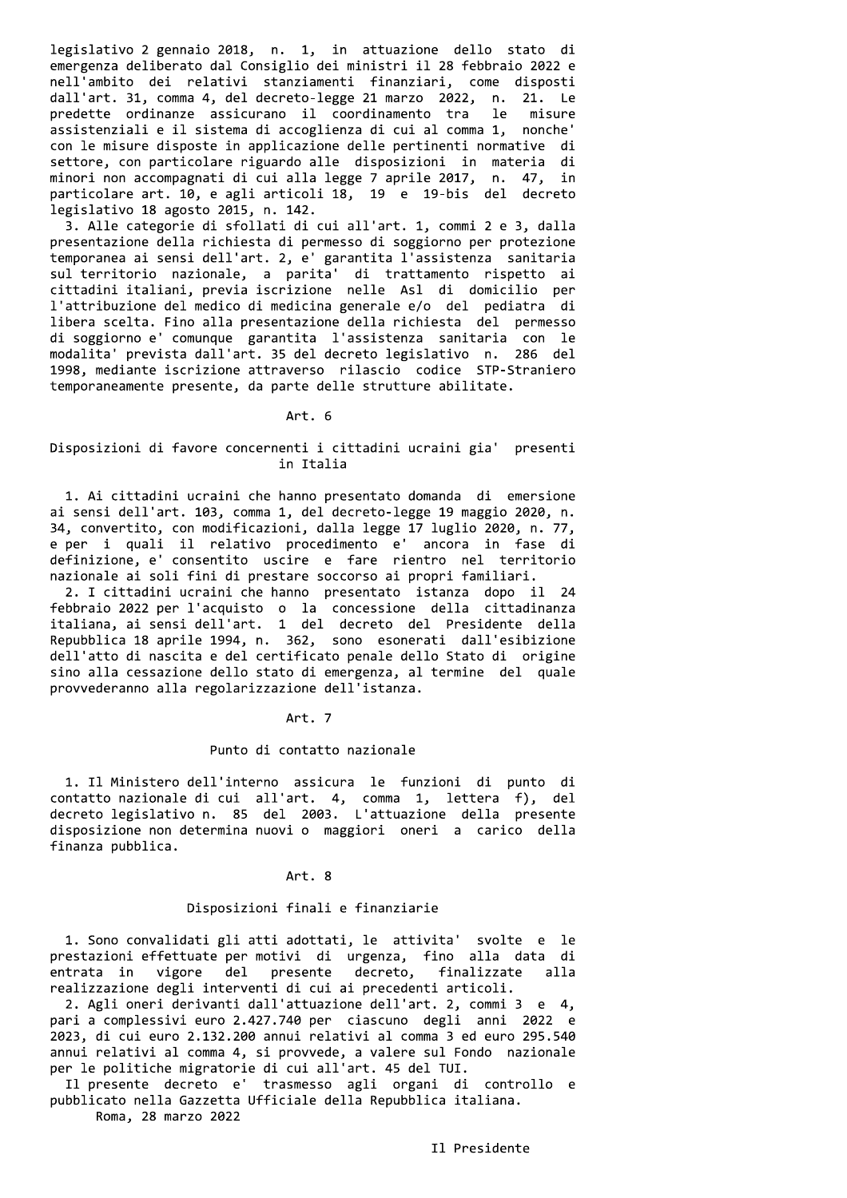legislativo 2 gennaio 2018, n. 1, in attuazione dello stato di emergenza deliberato dal Consiglio dei ministri il 28 febbraio 2022 e nell'ambito dei relativi stanziamenti finanziari, come disposti dall'art. 31, comma 4, del decreto-legge 21 marzo 2022, n. 21. Le predette ordinanze assicurano il coordinamento tra le misure assistenziali e il sistema di accoglienza di cui al comma 1, nonche' con le misure disposte in applicazione delle pertinenti normative di settore, con particolare riguardo alle disposizioni in materia di minori non accompagnati di cui alla legge 7 aprile 2017, n. 47, in particolare art. 10, e agli articoli 18, 19 e 19-bis del decreto legislativo 18 agosto 2015, n. 142.

3. Alle categorie di sfollati di cui all'art. 1, commi 2 e 3, dalla presentazione della richiesta di permesso di soggiorno per protezione temporanea ai sensi dell'art. 2, e' garantita l'assistenza sanitaria sul territorio nazionale, a parita' di trattamento rispetto ai cittadini italiani, previa iscrizione nelle Asl di domicilio per l'attribuzione del medico di medicina generale e/o del pediatra di libera scelta. Fino alla presentazione della richiesta del permesso di soggiorno e' comunque garantita l'assistenza sanitaria con le modalita' prevista dall'art. 35 del decreto legislativo n. 286 del 1998, mediante iscrizione attraverso rilascio codice STP-Straniero temporaneamente presente, da parte delle strutture abilitate.

## Art. 6

### Disposizioni di favore concernenti i cittadini ucraini gia' presenti in Italia

1. Ai cittadini ucraini che hanno presentato domanda di emersione ai sensi dell'art. 103, comma 1, del decreto-legge 19 maggio 2020, n. 34, convertito, con modificazioni, dalla legge 17 luglio 2020, n. 77, e per i quali il relativo procedimento e' ancora in fase di definizione, e' consentito uscire e fare rientro nel territorio nazionale ai soli fini di prestare soccorso ai propri familiari.

2. I cittadini ucraini che hanno presentato istanza dopo il 24 febbraio 2022 per l'acquisto o la concessione della cittadinanza italiana, ai sensi dell'art. 1 del decreto del Presidente della Repubblica 18 aprile 1994, n. 362, sono esonerati dall'esibizione dell'atto di nascita e del certificato penale dello Stato di origine sino alla cessazione dello stato di emergenza, al termine del quale provvederanno alla regolarizzazione dell'istanza.

## Art. 7

### Punto di contatto nazionale

1. Il Ministero dell'interno assicura le funzioni di punto di contatto nazionale di cui all'art. 4, comma 1, lettera f), del decreto legislativo n. 85 del 2003. L'attuazione della presente disposizione non determina nuovi o maggiori oneri a carico della finanza pubblica.

## Art. 8

### Disposizioni finali e finanziarie

1. Sono convalidati gli atti adottati, le attivita' svolte e le prestazioni effettuate per motivi di urgenza, fino alla data di entrata in vigore del presente decreto, finalizzate alla realizzazione degli interventi di cui ai precedenti articoli.

2. Agli oneri derivanti dall'attuazione dell'art. 2, commi 3 e 4, pari a complessivi euro 2.427.740 per ciascuno degli anni 2022 e 2023, di cui euro 2.132.200 annui relativi al comma 3 ed euro 295.540 annui relativi al comma 4, si provvede, a valere sul Fondo nazionale per le politiche migratorie di cui all'art. 45 del TUI.

Il presente decreto e' trasmesso agli organi di controllo e pubblicato nella Gazzetta Ufficiale della Repubblica italiana.

Roma, 28 marzo 2022

Il Presidente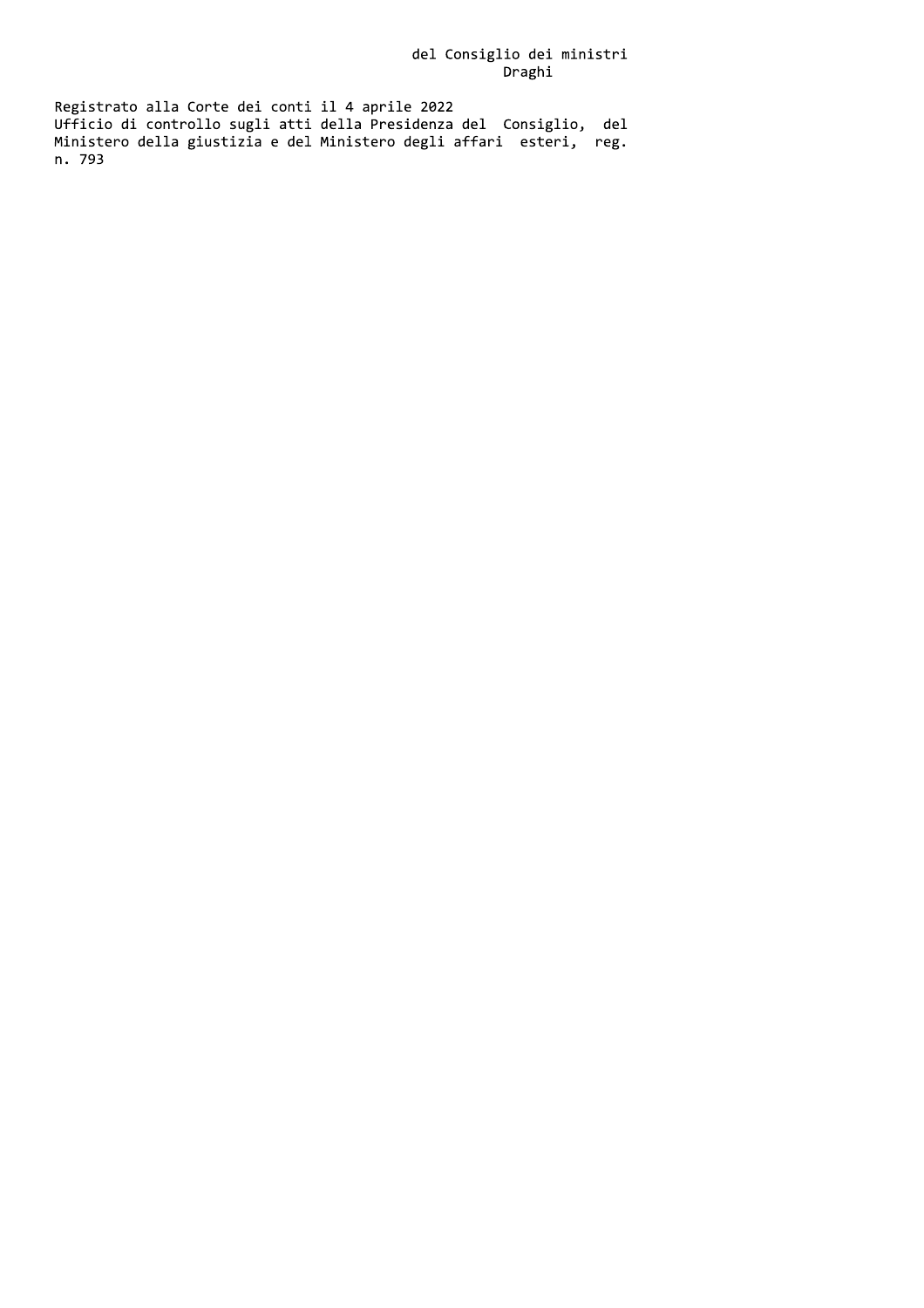del Consiglio dei ministri
Draghi

Registrato alla Corte dei conti il 4 aprile 2022
Ufficio di controllo sugli atti della Presidenza del Consiglio, del Ministero della giustizia e del Ministero degli affari esteri, reg. n. 793